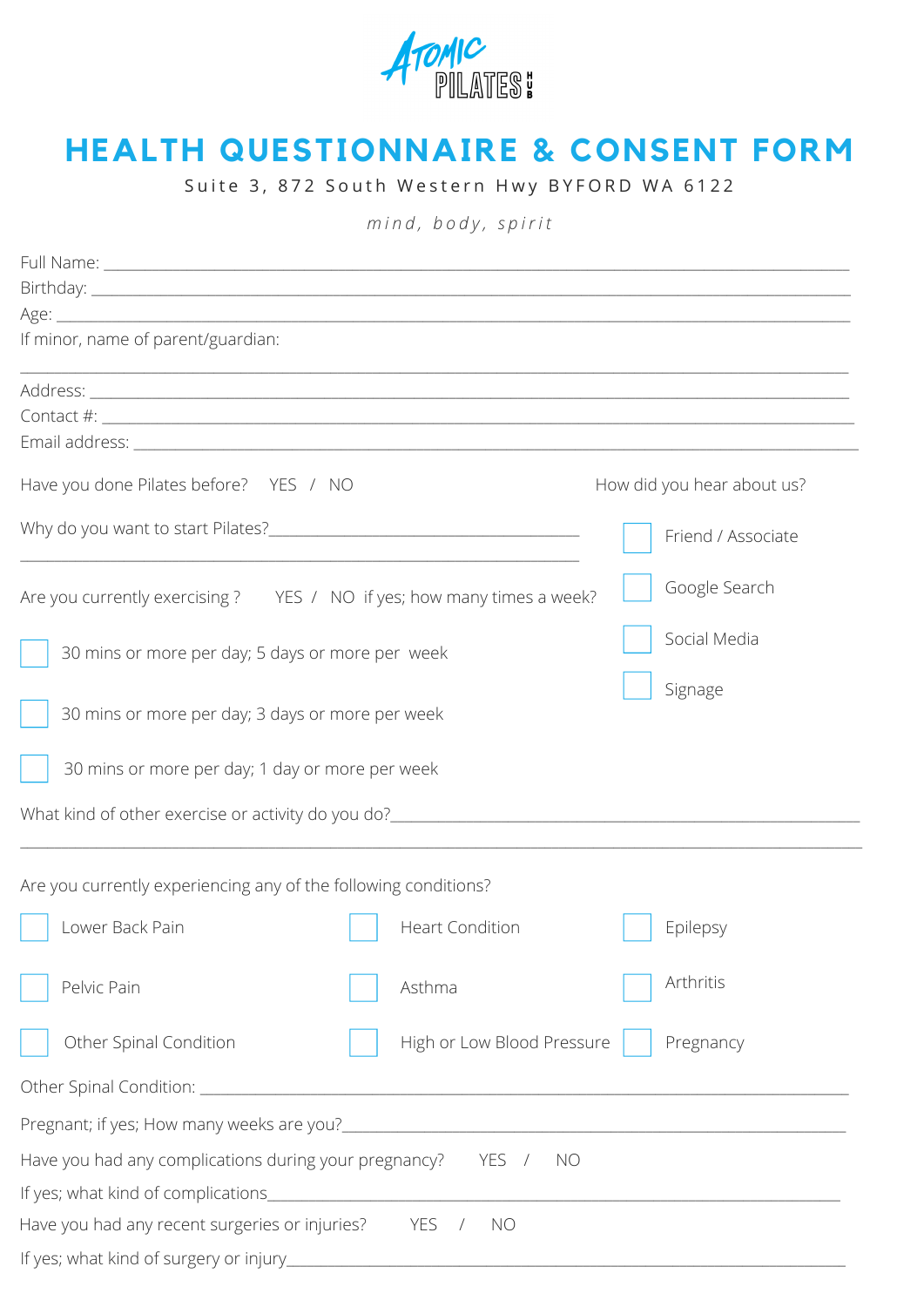ATOMIC PILATES HUB

# HEALTH QUESTIONNAIRE & CONSENT FORM

Suite 3, 872 South Western Hwy BYFORD WA 6122

*mind, body, spirit*

Full Name: ____________________

Birthday: ____________________

Age: ____________________

If minor, name of parent/guardian:

____________________

Address: ____________________

Contact #: ____________________

Email address: ____________________

Have you done Pilates before? YES / NO

Why do you want to start Pilates?____________________

____________________

Are you currently exercising ? YES / NO if yes; how many times a week?

- ☐ 30 mins or more per day; 5 days or more per week
- ☐ 30 mins or more per day; 3 days or more per week
- ☐ 30 mins or more per day; 1 day or more per week

How did you hear about us?

- ☐ Friend / Associate
- ☐ Google Search
- ☐ Social Media
- ☐ Signage

What kind of other exercise or activity do you do?____________________

____________________

Are you currently experiencing any of the following conditions?

- ☐ Lower Back Pain
- ☐ Heart Condition
- ☐ Epilepsy
- ☐ Pelvic Pain
- ☐ Asthma
- ☐ Arthritis
- ☐ Other Spinal Condition
- ☐ High or Low Blood Pressure
- ☐ Pregnancy

Other Spinal Condition: ____________________

Pregnant; if yes; How many weeks are you?____________________

Have you had any complications during your pregnancy? YES / NO

If yes; what kind of complications____________________

Have you had any recent surgeries or injuries? YES / NO

If yes; what kind of surgery or injury____________________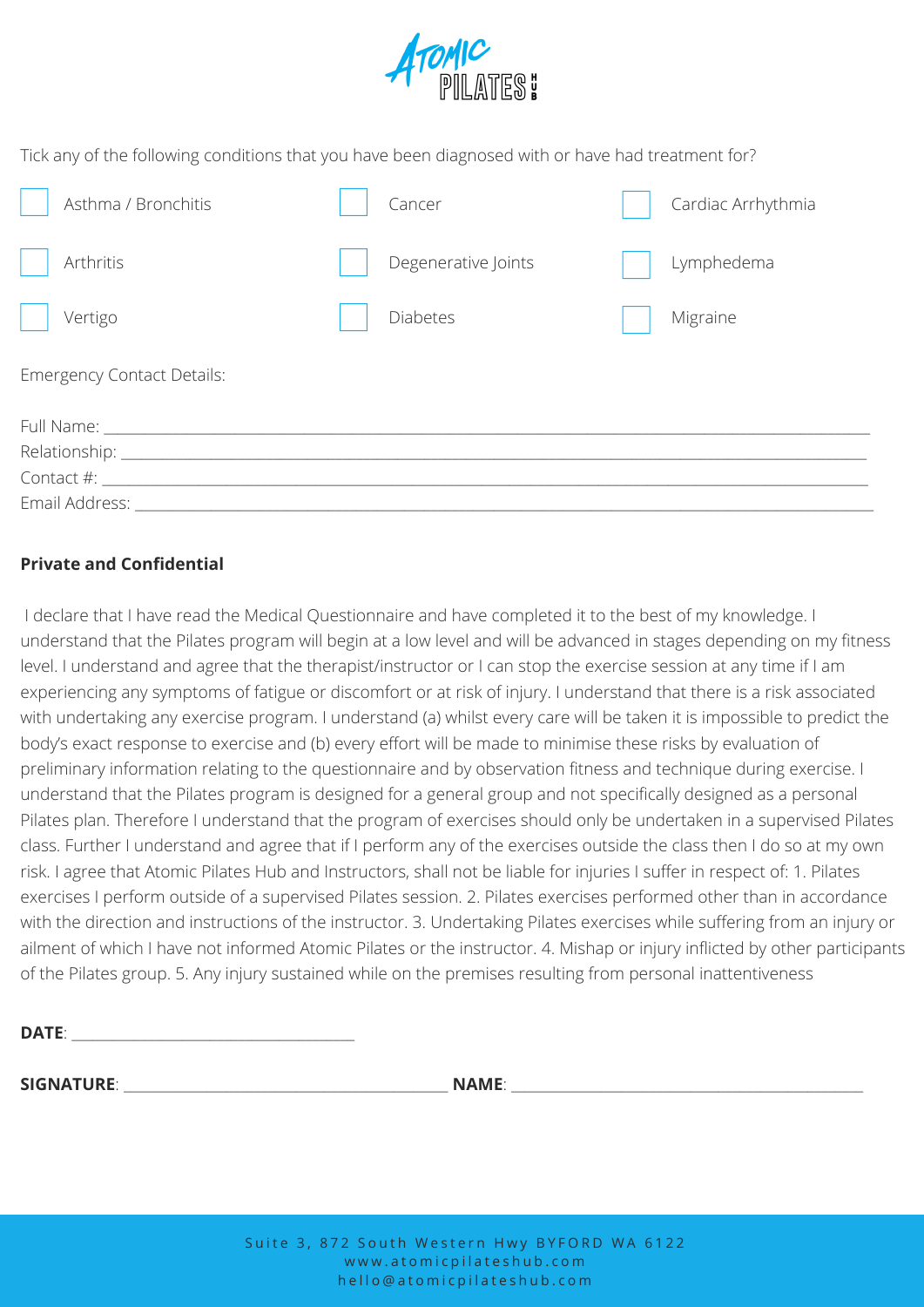Tick any of the following conditions that you have been diagnosed with or have had treatment for?

- [ ] Asthma / Bronchitis
- [ ] Cancer
- [ ] Cardiac Arrhythmia
- [ ] Arthritis
- [ ] Degenerative Joints
- [ ] Lymphedema
- [ ] Vertigo
- [ ] Diabetes
- [ ] Migraine

Emergency Contact Details:

Full Name: ____________________________________________

Relationship: ____________________________________________

Contact #: ____________________________________________

Email Address: ____________________________________________

**Private and Confidential**

I declare that I have read the Medical Questionnaire and have completed it to the best of my knowledge. I understand that the Pilates program will begin at a low level and will be advanced in stages depending on my fitness level. I understand and agree that the therapist/instructor or I can stop the exercise session at any time if I am experiencing any symptoms of fatigue or discomfort or at risk of injury. I understand that there is a risk associated with undertaking any exercise program. I understand (a) whilst every care will be taken it is impossible to predict the body's exact response to exercise and (b) every effort will be made to minimise these risks by evaluation of preliminary information relating to the questionnaire and by observation fitness and technique during exercise. I understand that the Pilates program is designed for a general group and not specifically designed as a personal Pilates plan. Therefore I understand that the program of exercises should only be undertaken in a supervised Pilates class. Further I understand and agree that if I perform any of the exercises outside the class then I do so at my own risk. I agree that Atomic Pilates Hub and Instructors, shall not be liable for injuries I suffer in respect of: 1. Pilates exercises I perform outside of a supervised Pilates session. 2. Pilates exercises performed other than in accordance with the direction and instructions of the instructor. 3. Undertaking Pilates exercises while suffering from an injury or ailment of which I have not informed Atomic Pilates or the instructor. 4. Mishap or injury inflicted by other participants of the Pilates group. 5. Any injury sustained while on the premises resulting from personal inattentiveness

**DATE**: ____________________

**SIGNATURE**: ____________________ **NAME**: ____________________

Suite 3, 872 South Western Hwy BYFORD WA 6122
www.atomicpilateshub.com
hello@atomicpilateshub.com